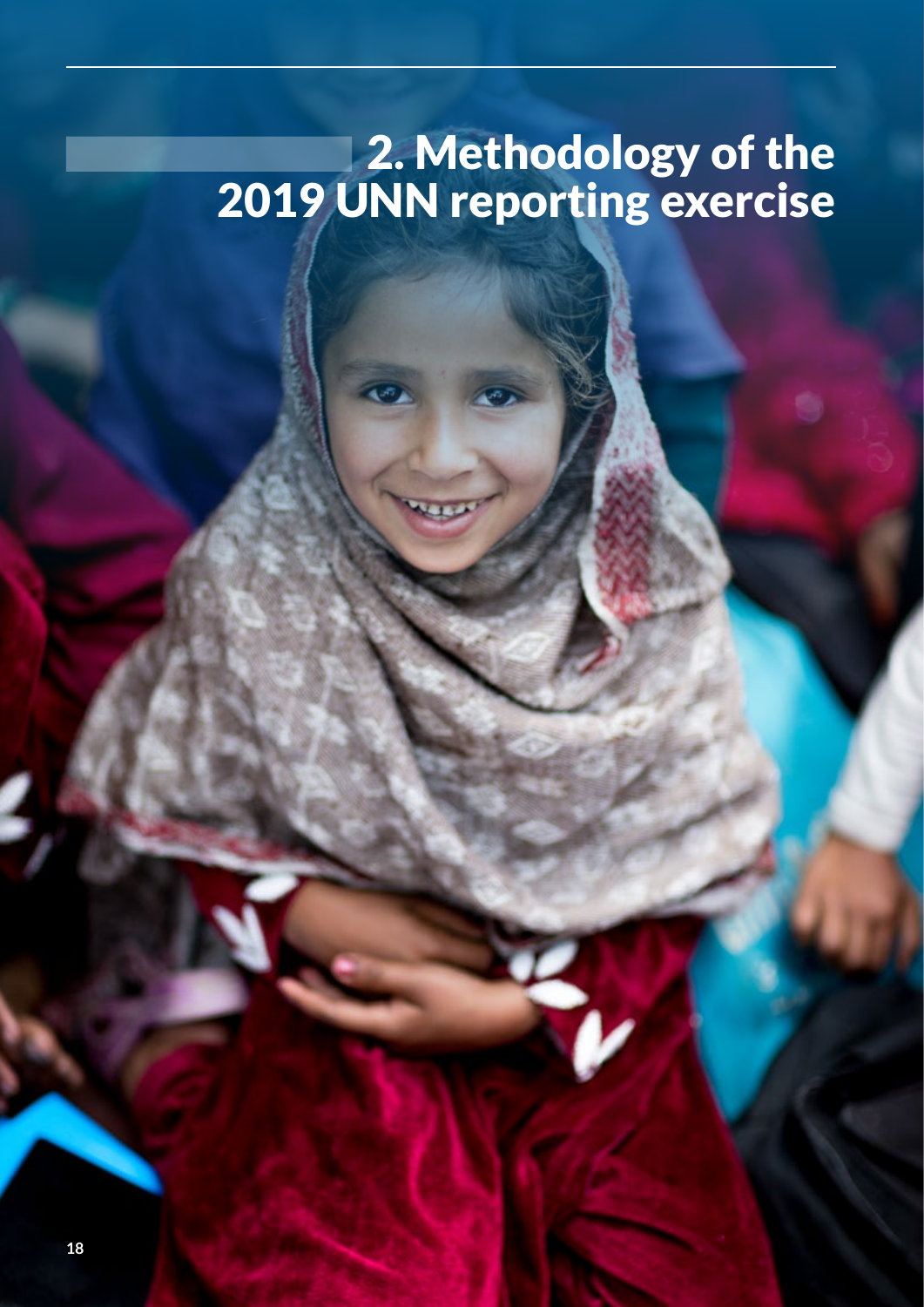# 2. Methodology of the 2019 UNN reporting exercise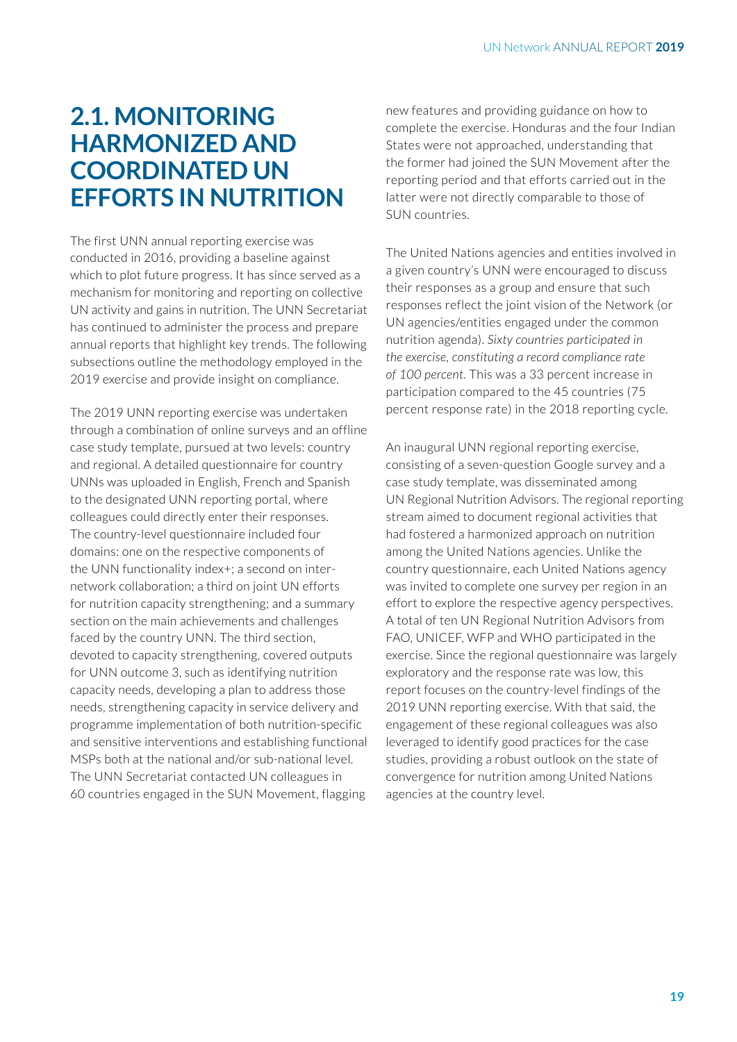## 2.1. MONITORING HARMONIZED AND COORDINATED UN EFFORTS IN NUTRITION

The first UNN annual reporting exercise was conducted in 2016, providing a baseline against which to plot future progress. It has since served as a mechanism for monitoring and reporting on collective UN activity and gains in nutrition. The UNN Secretariat has continued to administer the process and prepare annual reports that highlight key trends. The following subsections outline the methodology employed in the 2019 exercise and provide insight on compliance.

The 2019 UNN reporting exercise was undertaken through a combination of online surveys and an offline case study template, pursued at two levels: country and regional. A detailed questionnaire for country UNNs was uploaded in English, French and Spanish to the designated UNN reporting portal, where colleagues could directly enter their responses. The country-level questionnaire included four domains: one on the respective components of the UNN functionality index+; a second on inter-network collaboration; a third on joint UN efforts for nutrition capacity strengthening; and a summary section on the main achievements and challenges faced by the country UNN. The third section, devoted to capacity strengthening, covered outputs for UNN outcome 3, such as identifying nutrition capacity needs, developing a plan to address those needs, strengthening capacity in service delivery and programme implementation of both nutrition-specific and sensitive interventions and establishing functional MSPs both at the national and/or sub-national level. The UNN Secretariat contacted UN colleagues in 60 countries engaged in the SUN Movement, flagging new features and providing guidance on how to complete the exercise. Honduras and the four Indian States were not approached, understanding that the former had joined the SUN Movement after the reporting period and that efforts carried out in the latter were not directly comparable to those of SUN countries.

The United Nations agencies and entities involved in a given country's UNN were encouraged to discuss their responses as a group and ensure that such responses reflect the joint vision of the Network (or UN agencies/entities engaged under the common nutrition agenda). *Sixty countries participated in the exercise, constituting a record compliance rate of 100 percent.* This was a 33 percent increase in participation compared to the 45 countries (75 percent response rate) in the 2018 reporting cycle.

An inaugural UNN regional reporting exercise, consisting of a seven-question Google survey and a case study template, was disseminated among UN Regional Nutrition Advisors. The regional reporting stream aimed to document regional activities that had fostered a harmonized approach on nutrition among the United Nations agencies. Unlike the country questionnaire, each United Nations agency was invited to complete one survey per region in an effort to explore the respective agency perspectives. A total of ten UN Regional Nutrition Advisors from FAO, UNICEF, WFP and WHO participated in the exercise. Since the regional questionnaire was largely exploratory and the response rate was low, this report focuses on the country-level findings of the 2019 UNN reporting exercise. With that said, the engagement of these regional colleagues was also leveraged to identify good practices for the case studies, providing a robust outlook on the state of convergence for nutrition among United Nations agencies at the country level.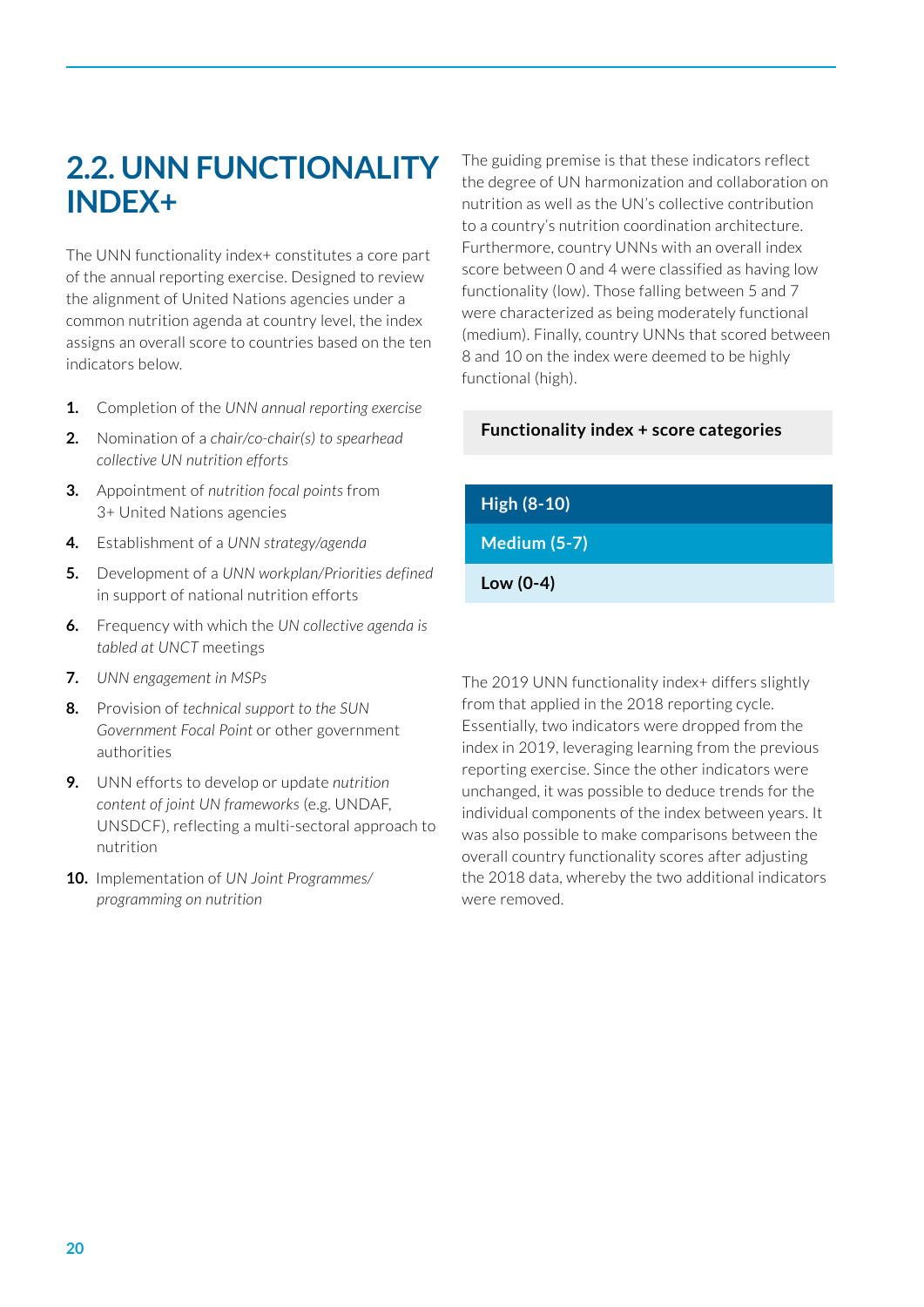## 2.2. UNN FUNCTIONALITY INDEX+

The UNN functionality index+ constitutes a core part of the annual reporting exercise. Designed to review the alignment of United Nations agencies under a common nutrition agenda at country level, the index assigns an overall score to countries based on the ten indicators below.

1. Completion of the *UNN annual reporting exercise*
2. Nomination of a *chair/co-chair(s) to spearhead collective UN nutrition efforts*
3. Appointment of *nutrition focal points* from 3+ United Nations agencies
4. Establishment of a *UNN strategy/agenda*
5. Development of a *UNN workplan/Priorities defined* in support of national nutrition efforts
6. Frequency with which the *UN collective agenda is tabled at UNCT* meetings
7. *UNN engagement in MSPs*
8. Provision of *technical support to the SUN Government Focal Point* or other government authorities
9. UNN efforts to develop or update *nutrition content of joint UN frameworks* (e.g. UNDAF, UNSDCF), reflecting a multi-sectoral approach to nutrition
10. Implementation of *UN Joint Programmes/ programming on nutrition*

The guiding premise is that these indicators reflect the degree of UN harmonization and collaboration on nutrition as well as the UN's collective contribution to a country's nutrition coordination architecture. Furthermore, country UNNs with an overall index score between 0 and 4 were classified as having low functionality (low). Those falling between 5 and 7 were characterized as being moderately functional (medium). Finally, country UNNs that scored between 8 and 10 on the index were deemed to be highly functional (high).

| Functionality index + score categories |
|---|
| **High (8-10)** |
| **Medium (5-7)** |
| **Low (0-4)** |

The 2019 UNN functionality index+ differs slightly from that applied in the 2018 reporting cycle. Essentially, two indicators were dropped from the index in 2019, leveraging learning from the previous reporting exercise. Since the other indicators were unchanged, it was possible to deduce trends for the individual components of the index between years. It was also possible to make comparisons between the overall country functionality scores after adjusting the 2018 data, whereby the two additional indicators were removed.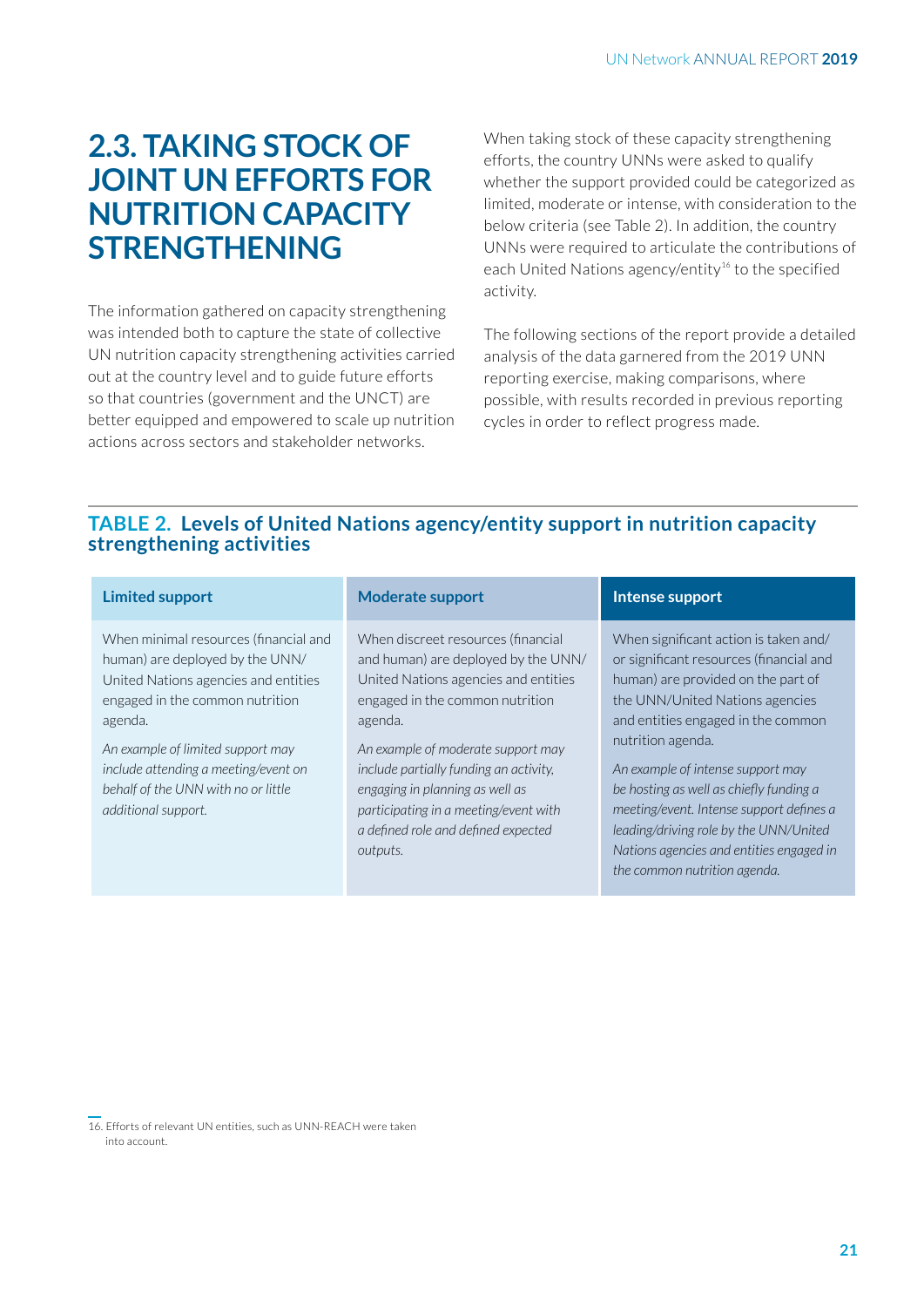## 2.3. TAKING STOCK OF JOINT UN EFFORTS FOR NUTRITION CAPACITY STRENGTHENING

The information gathered on capacity strengthening was intended both to capture the state of collective UN nutrition capacity strengthening activities carried out at the country level and to guide future efforts so that countries (government and the UNCT) are better equipped and empowered to scale up nutrition actions across sectors and stakeholder networks.

When taking stock of these capacity strengthening efforts, the country UNNs were asked to qualify whether the support provided could be categorized as limited, moderate or intense, with consideration to the below criteria (see Table 2). In addition, the country UNNs were required to articulate the contributions of each United Nations agency/entity[16] to the specified activity.

The following sections of the report provide a detailed analysis of the data garnered from the 2019 UNN reporting exercise, making comparisons, where possible, with results recorded in previous reporting cycles in order to reflect progress made.

**TABLE 2. Levels of United Nations agency/entity support in nutrition capacity strengthening activities**

| Limited support | Moderate support | Intense support |
|---|---|---|
| When minimal resources (financial and human) are deployed by the UNN/United Nations agencies and entities engaged in the common nutrition agenda.<br><br>*An example of limited support may include attending a meeting/event on behalf of the UNN with no or little additional support.* | When discreet resources (financial and human) are deployed by the UNN/United Nations agencies and entities engaged in the common nutrition agenda.<br><br>*An example of moderate support may include partially funding an activity, engaging in planning as well as participating in a meeting/event with a defined role and defined expected outputs.* | When significant action is taken and/or significant resources (financial and human) are provided on the part of the UNN/United Nations agencies and entities engaged in the common nutrition agenda.<br><br>*An example of intense support may be hosting as well as chiefly funding a meeting/event. Intense support defines a leading/driving role by the UNN/United Nations agencies and entities engaged in the common nutrition agenda.* |

16. Efforts of relevant UN entities, such as UNN-REACH were taken into account.